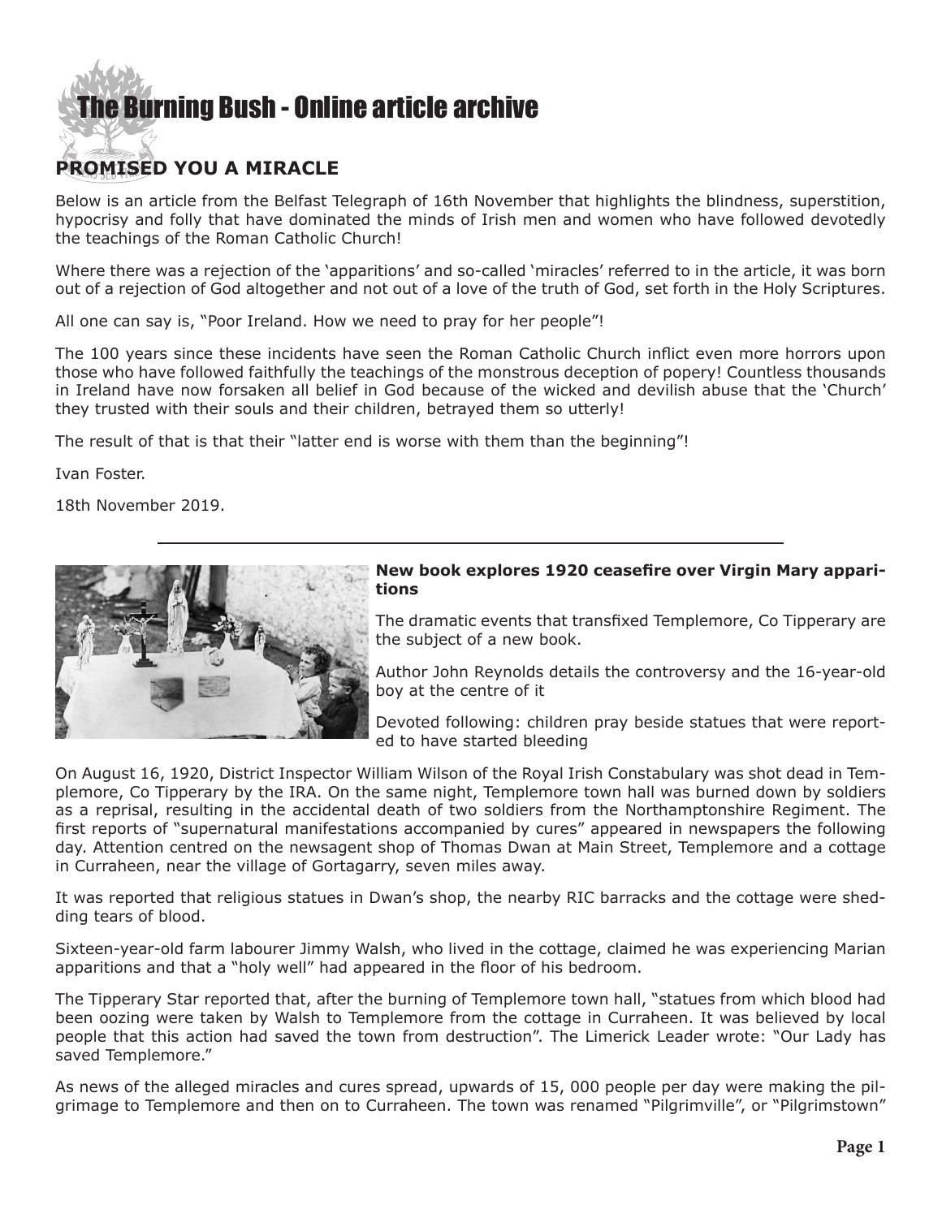# The Burning Bush - Online article archive

## PROMISED YOU A MIRACLE

Below is an article from the Belfast Telegraph of 16th November that highlights the blindness, superstition, hypocrisy and folly that have dominated the minds of Irish men and women who have followed devotedly the teachings of the Roman Catholic Church!

Where there was a rejection of the 'apparitions' and so-called 'miracles' referred to in the article, it was born out of a rejection of God altogether and not out of a love of the truth of God, set forth in the Holy Scriptures.

All one can say is, "Poor Ireland. How we need to pray for her people"!

The 100 years since these incidents have seen the Roman Catholic Church inflict even more horrors upon those who have followed faithfully the teachings of the monstrous deception of popery! Countless thousands in Ireland have now forsaken all belief in God because of the wicked and devilish abuse that the 'Church' they trusted with their souls and their children, betrayed them so utterly!

The result of that is that their "latter end is worse with them than the beginning"!

Ivan Foster.

18th November 2019.

---

**New book explores 1920 ceasefire over Virgin Mary apparitions**

The dramatic events that transfixed Templemore, Co Tipperary are the subject of a new book.

Author John Reynolds details the controversy and the 16-year-old boy at the centre of it

Devoted following: children pray beside statues that were reported to have started bleeding

On August 16, 1920, District Inspector William Wilson of the Royal Irish Constabulary was shot dead in Templemore, Co Tipperary by the IRA. On the same night, Templemore town hall was burned down by soldiers as a reprisal, resulting in the accidental death of two soldiers from the Northamptonshire Regiment. The first reports of "supernatural manifestations accompanied by cures" appeared in newspapers the following day. Attention centred on the newsagent shop of Thomas Dwan at Main Street, Templemore and a cottage in Curraheen, near the village of Gortagarry, seven miles away.

It was reported that religious statues in Dwan's shop, the nearby RIC barracks and the cottage were shedding tears of blood.

Sixteen-year-old farm labourer Jimmy Walsh, who lived in the cottage, claimed he was experiencing Marian apparitions and that a "holy well" had appeared in the floor of his bedroom.

The Tipperary Star reported that, after the burning of Templemore town hall, "statues from which blood had been oozing were taken by Walsh to Templemore from the cottage in Curraheen. It was believed by local people that this action had saved the town from destruction". The Limerick Leader wrote: "Our Lady has saved Templemore."

As news of the alleged miracles and cures spread, upwards of 15, 000 people per day were making the pilgrimage to Templemore and then on to Curraheen. The town was renamed "Pilgrimville", or "Pilgrimstown"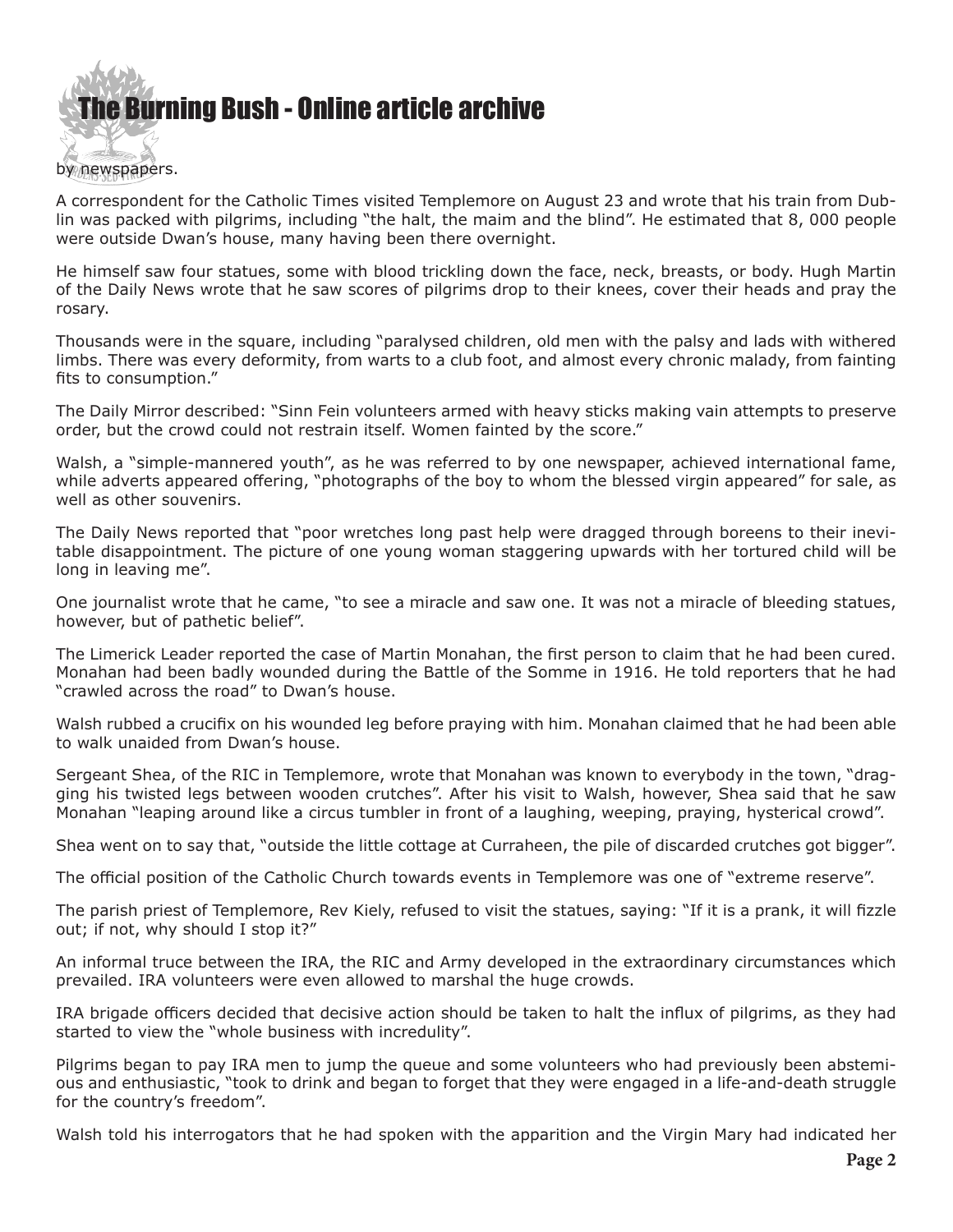by newspapers.

A correspondent for the Catholic Times visited Templemore on August 23 and wrote that his train from Dublin was packed with pilgrims, including "the halt, the maim and the blind". He estimated that 8, 000 people were outside Dwan's house, many having been there overnight.

He himself saw four statues, some with blood trickling down the face, neck, breasts, or body. Hugh Martin of the Daily News wrote that he saw scores of pilgrims drop to their knees, cover their heads and pray the rosary.

Thousands were in the square, including "paralysed children, old men with the palsy and lads with withered limbs. There was every deformity, from warts to a club foot, and almost every chronic malady, from fainting fits to consumption."

The Daily Mirror described: "Sinn Fein volunteers armed with heavy sticks making vain attempts to preserve order, but the crowd could not restrain itself. Women fainted by the score."

Walsh, a "simple-mannered youth", as he was referred to by one newspaper, achieved international fame, while adverts appeared offering, "photographs of the boy to whom the blessed virgin appeared" for sale, as well as other souvenirs.

The Daily News reported that "poor wretches long past help were dragged through boreens to their inevitable disappointment. The picture of one young woman staggering upwards with her tortured child will be long in leaving me".

One journalist wrote that he came, "to see a miracle and saw one. It was not a miracle of bleeding statues, however, but of pathetic belief".

The Limerick Leader reported the case of Martin Monahan, the first person to claim that he had been cured. Monahan had been badly wounded during the Battle of the Somme in 1916. He told reporters that he had "crawled across the road" to Dwan's house.

Walsh rubbed a crucifix on his wounded leg before praying with him. Monahan claimed that he had been able to walk unaided from Dwan's house.

Sergeant Shea, of the RIC in Templemore, wrote that Monahan was known to everybody in the town, "dragging his twisted legs between wooden crutches". After his visit to Walsh, however, Shea said that he saw Monahan "leaping around like a circus tumbler in front of a laughing, weeping, praying, hysterical crowd".

Shea went on to say that, "outside the little cottage at Curraheen, the pile of discarded crutches got bigger".

The official position of the Catholic Church towards events in Templemore was one of "extreme reserve".

The parish priest of Templemore, Rev Kiely, refused to visit the statues, saying: "If it is a prank, it will fizzle out; if not, why should I stop it?"

An informal truce between the IRA, the RIC and Army developed in the extraordinary circumstances which prevailed. IRA volunteers were even allowed to marshal the huge crowds.

IRA brigade officers decided that decisive action should be taken to halt the influx of pilgrims, as they had started to view the "whole business with incredulity".

Pilgrims began to pay IRA men to jump the queue and some volunteers who had previously been abstemious and enthusiastic, "took to drink and began to forget that they were engaged in a life-and-death struggle for the country's freedom".

Walsh told his interrogators that he had spoken with the apparition and the Virgin Mary had indicated her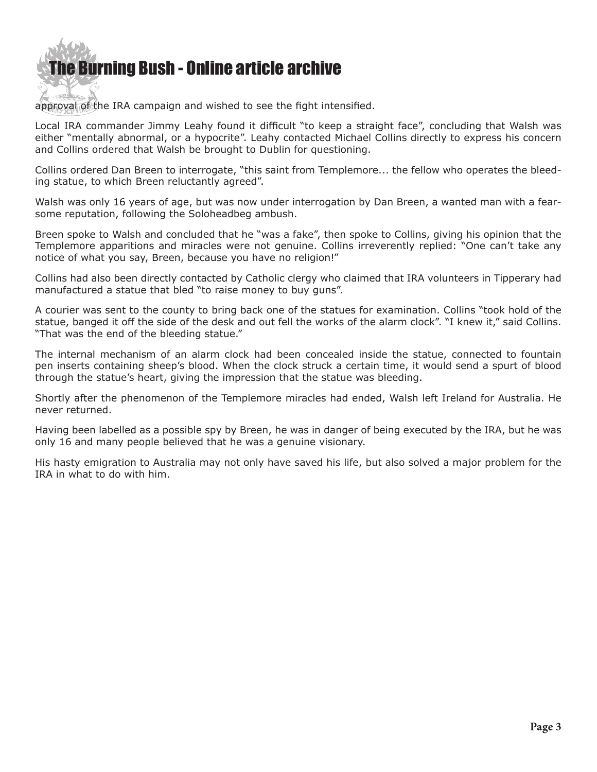approval of the IRA campaign and wished to see the fight intensified.

Local IRA commander Jimmy Leahy found it difficult "to keep a straight face", concluding that Walsh was either "mentally abnormal, or a hypocrite". Leahy contacted Michael Collins directly to express his concern and Collins ordered that Walsh be brought to Dublin for questioning.

Collins ordered Dan Breen to interrogate, "this saint from Templemore... the fellow who operates the bleeding statue, to which Breen reluctantly agreed".

Walsh was only 16 years of age, but was now under interrogation by Dan Breen, a wanted man with a fearsome reputation, following the Soloheadbeg ambush.

Breen spoke to Walsh and concluded that he "was a fake", then spoke to Collins, giving his opinion that the Templemore apparitions and miracles were not genuine. Collins irreverently replied: "One can't take any notice of what you say, Breen, because you have no religion!"

Collins had also been directly contacted by Catholic clergy who claimed that IRA volunteers in Tipperary had manufactured a statue that bled "to raise money to buy guns".

A courier was sent to the county to bring back one of the statues for examination. Collins "took hold of the statue, banged it off the side of the desk and out fell the works of the alarm clock". "I knew it," said Collins. "That was the end of the bleeding statue."

The internal mechanism of an alarm clock had been concealed inside the statue, connected to fountain pen inserts containing sheep's blood. When the clock struck a certain time, it would send a spurt of blood through the statue's heart, giving the impression that the statue was bleeding.

Shortly after the phenomenon of the Templemore miracles had ended, Walsh left Ireland for Australia. He never returned.

Having been labelled as a possible spy by Breen, he was in danger of being executed by the IRA, but he was only 16 and many people believed that he was a genuine visionary.

His hasty emigration to Australia may not only have saved his life, but also solved a major problem for the IRA in what to do with him.